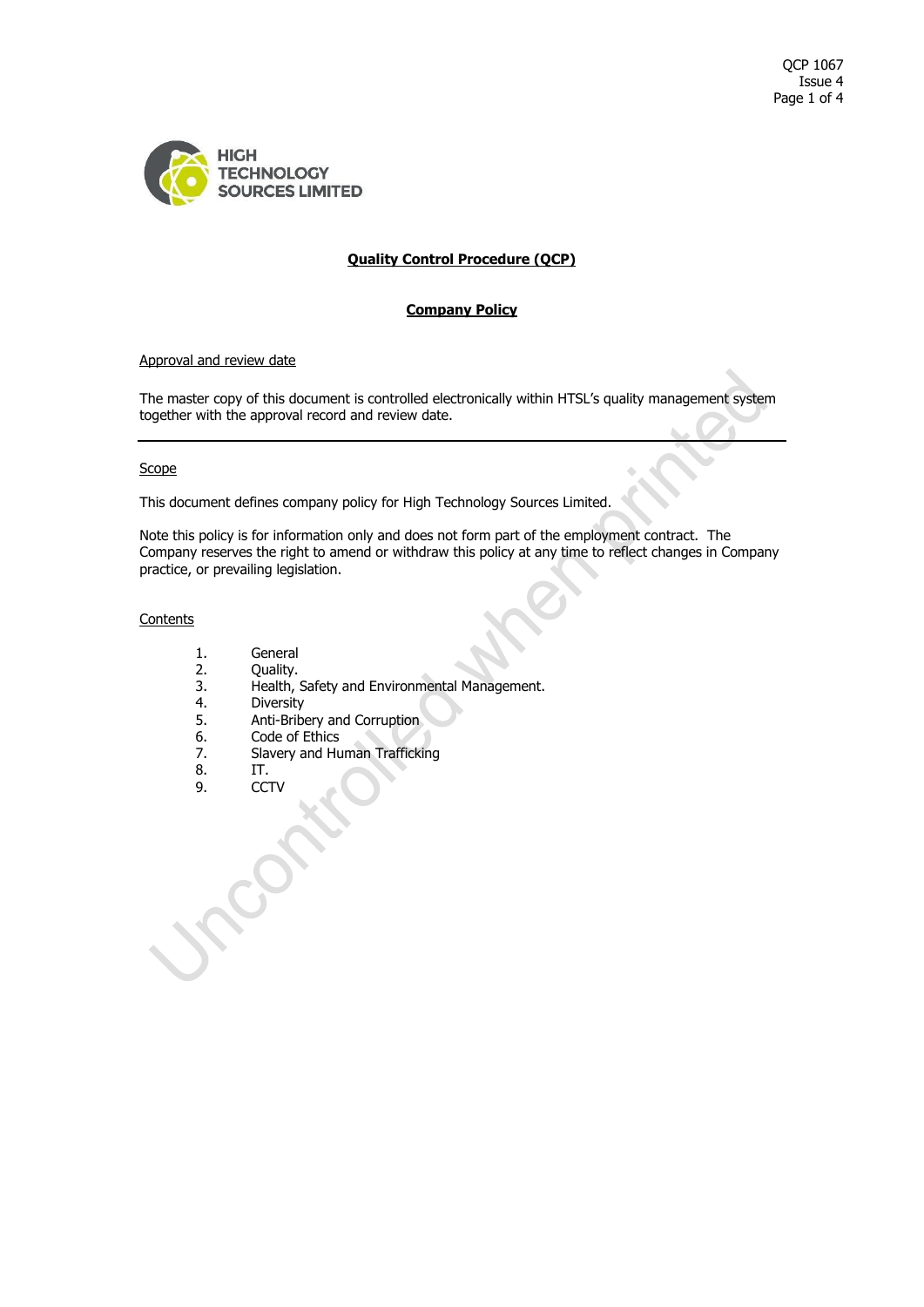HIGH TECHNOLOGY SOURCES LIMITED

## Quality Control Procedure (QCP)

## Company Policy

### Approval and review date

The master copy of this document is controlled electronically within HTSL's quality management system together with the approval record and review date.

---

### Scope

This document defines company policy for High Technology Sources Limited.

Note this policy is for information only and does not form part of the employment contract. The Company reserves the right to amend or withdraw this policy at any time to reflect changes in Company practice, or prevailing legislation.

### Contents

1. General
2. Quality.
3. Health, Safety and Environmental Management.
4. Diversity
5. Anti-Bribery and Corruption
6. Code of Ethics
7. Slavery and Human Trafficking
8. IT.
9. CCTV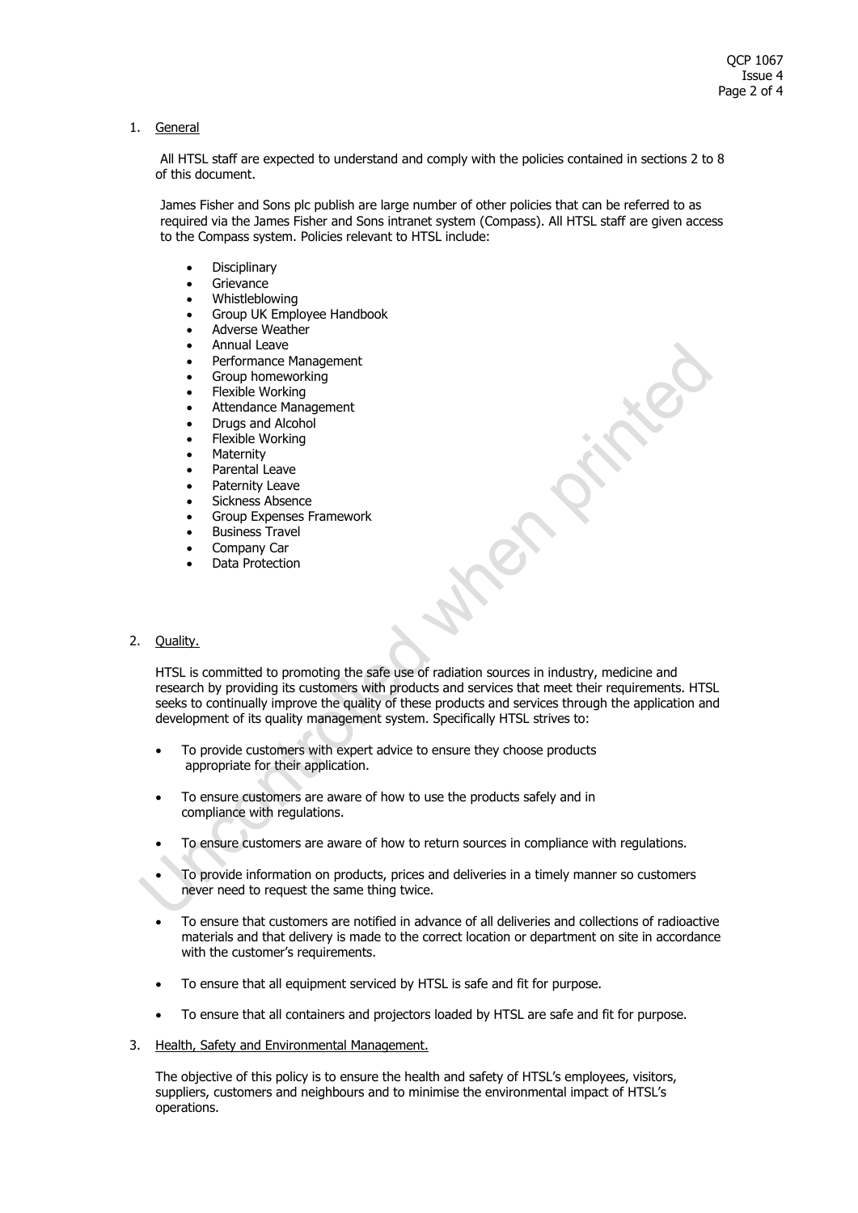1. General

All HTSL staff are expected to understand and comply with the policies contained in sections 2 to 8 of this document.

James Fisher and Sons plc publish are large number of other policies that can be referred to as required via the James Fisher and Sons intranet system (Compass). All HTSL staff are given access to the Compass system. Policies relevant to HTSL include:

- Disciplinary
- Grievance
- Whistleblowing
- Group UK Employee Handbook
- Adverse Weather
- Annual Leave
- Performance Management
- Group homeworking
- Flexible Working
- Attendance Management
- Drugs and Alcohol
- Flexible Working
- Maternity
- Parental Leave
- Paternity Leave
- Sickness Absence
- Group Expenses Framework
- Business Travel
- Company Car
- Data Protection

2. Quality.

HTSL is committed to promoting the safe use of radiation sources in industry, medicine and research by providing its customers with products and services that meet their requirements. HTSL seeks to continually improve the quality of these products and services through the application and development of its quality management system. Specifically HTSL strives to:

- To provide customers with expert advice to ensure they choose products appropriate for their application.
- To ensure customers are aware of how to use the products safely and in compliance with regulations.
- To ensure customers are aware of how to return sources in compliance with regulations.
- To provide information on products, prices and deliveries in a timely manner so customers never need to request the same thing twice.
- To ensure that customers are notified in advance of all deliveries and collections of radioactive materials and that delivery is made to the correct location or department on site in accordance with the customer's requirements.
- To ensure that all equipment serviced by HTSL is safe and fit for purpose.
- To ensure that all containers and projectors loaded by HTSL are safe and fit for purpose.

3. Health, Safety and Environmental Management.

The objective of this policy is to ensure the health and safety of HTSL's employees, visitors, suppliers, customers and neighbours and to minimise the environmental impact of HTSL's operations.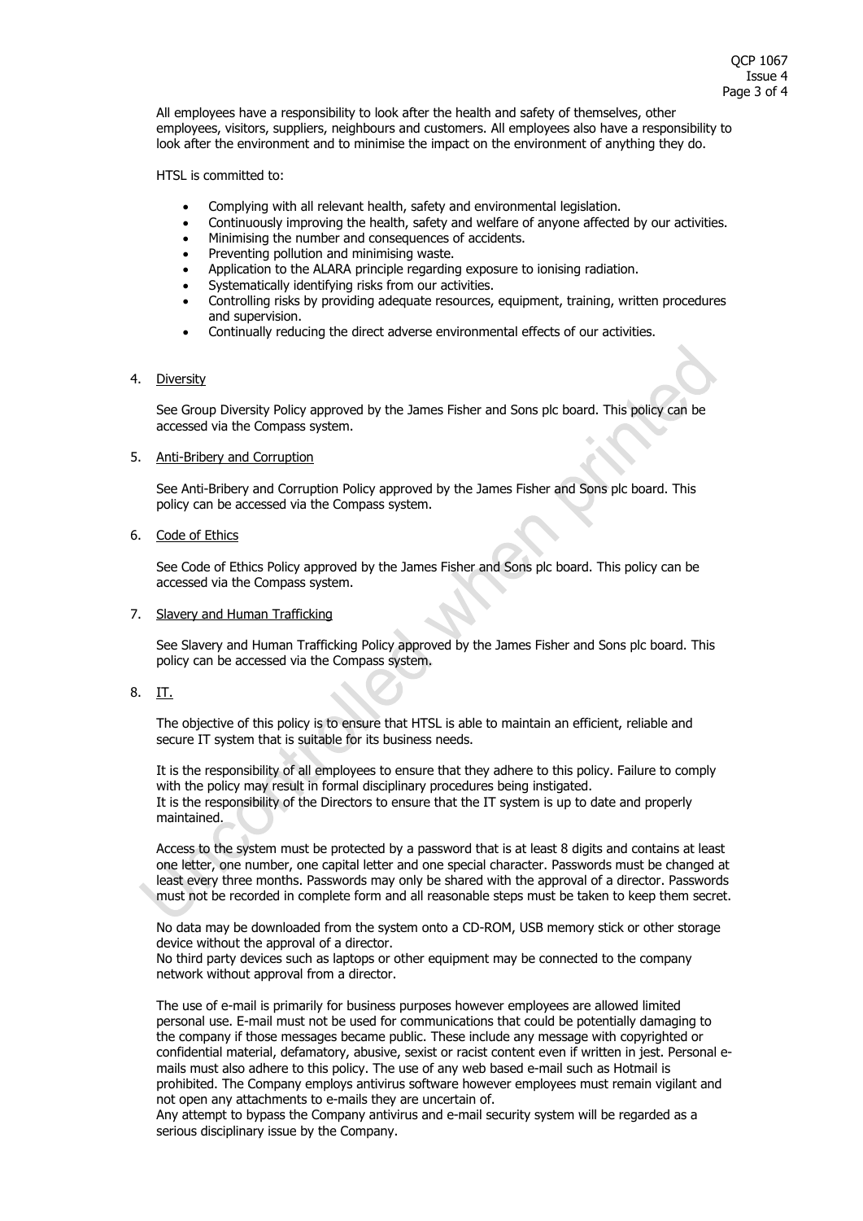All employees have a responsibility to look after the health and safety of themselves, other employees, visitors, suppliers, neighbours and customers. All employees also have a responsibility to look after the environment and to minimise the impact on the environment of anything they do.

HTSL is committed to:

- Complying with all relevant health, safety and environmental legislation.
- Continuously improving the health, safety and welfare of anyone affected by our activities.
- Minimising the number and consequences of accidents.
- Preventing pollution and minimising waste.
- Application to the ALARA principle regarding exposure to ionising radiation.
- Systematically identifying risks from our activities.
- Controlling risks by providing adequate resources, equipment, training, written procedures and supervision.
- Continually reducing the direct adverse environmental effects of our activities.

4. Diversity

   See Group Diversity Policy approved by the James Fisher and Sons plc board. This policy can be accessed via the Compass system.

5. Anti-Bribery and Corruption

   See Anti-Bribery and Corruption Policy approved by the James Fisher and Sons plc board. This policy can be accessed via the Compass system.

6. Code of Ethics

   See Code of Ethics Policy approved by the James Fisher and Sons plc board. This policy can be accessed via the Compass system.

7. Slavery and Human Trafficking

   See Slavery and Human Trafficking Policy approved by the James Fisher and Sons plc board. This policy can be accessed via the Compass system.

8. IT.

   The objective of this policy is to ensure that HTSL is able to maintain an efficient, reliable and secure IT system that is suitable for its business needs.

   It is the responsibility of all employees to ensure that they adhere to this policy. Failure to comply with the policy may result in formal disciplinary procedures being instigated.
   It is the responsibility of the Directors to ensure that the IT system is up to date and properly maintained.

   Access to the system must be protected by a password that is at least 8 digits and contains at least one letter, one number, one capital letter and one special character. Passwords must be changed at least every three months. Passwords may only be shared with the approval of a director. Passwords must not be recorded in complete form and all reasonable steps must be taken to keep them secret.

   No data may be downloaded from the system onto a CD-ROM, USB memory stick or other storage device without the approval of a director.
   No third party devices such as laptops or other equipment may be connected to the company network without approval from a director.

   The use of e-mail is primarily for business purposes however employees are allowed limited personal use. E-mail must not be used for communications that could be potentially damaging to the company if those messages became public. These include any message with copyrighted or confidential material, defamatory, abusive, sexist or racist content even if written in jest. Personal e-mails must also adhere to this policy. The use of any web based e-mail such as Hotmail is prohibited. The Company employs antivirus software however employees must remain vigilant and not open any attachments to e-mails they are uncertain of.
   Any attempt to bypass the Company antivirus and e-mail security system will be regarded as a serious disciplinary issue by the Company.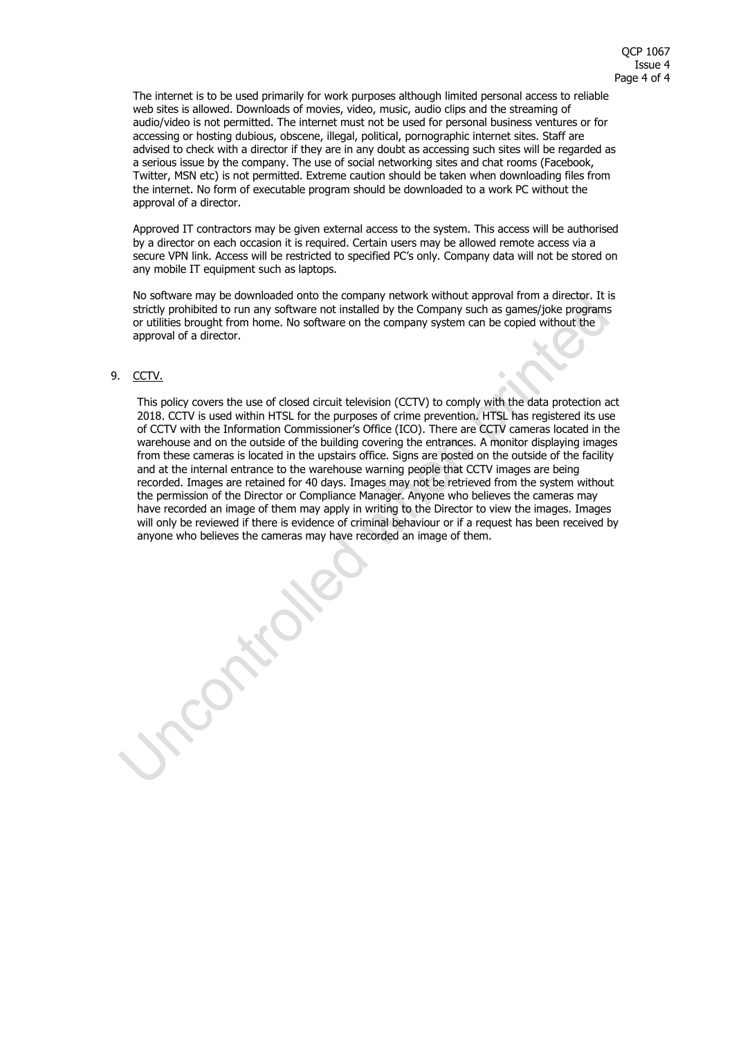The internet is to be used primarily for work purposes although limited personal access to reliable web sites is allowed. Downloads of movies, video, music, audio clips and the streaming of audio/video is not permitted. The internet must not be used for personal business ventures or for accessing or hosting dubious, obscene, illegal, political, pornographic internet sites. Staff are advised to check with a director if they are in any doubt as accessing such sites will be regarded as a serious issue by the company. The use of social networking sites and chat rooms (Facebook, Twitter, MSN etc) is not permitted. Extreme caution should be taken when downloading files from the internet. No form of executable program should be downloaded to a work PC without the approval of a director.

Approved IT contractors may be given external access to the system. This access will be authorised by a director on each occasion it is required. Certain users may be allowed remote access via a secure VPN link. Access will be restricted to specified PC's only. Company data will not be stored on any mobile IT equipment such as laptops.

No software may be downloaded onto the company network without approval from a director. It is strictly prohibited to run any software not installed by the Company such as games/joke programs or utilities brought from home. No software on the company system can be copied without the approval of a director.

9. CCTV.

This policy covers the use of closed circuit television (CCTV) to comply with the data protection act 2018. CCTV is used within HTSL for the purposes of crime prevention. HTSL has registered its use of CCTV with the Information Commissioner's Office (ICO). There are CCTV cameras located in the warehouse and on the outside of the building covering the entrances. A monitor displaying images from these cameras is located in the upstairs office. Signs are posted on the outside of the facility and at the internal entrance to the warehouse warning people that CCTV images are being recorded. Images are retained for 40 days. Images may not be retrieved from the system without the permission of the Director or Compliance Manager. Anyone who believes the cameras may have recorded an image of them may apply in writing to the Director to view the images. Images will only be reviewed if there is evidence of criminal behaviour or if a request has been received by anyone who believes the cameras may have recorded an image of them.